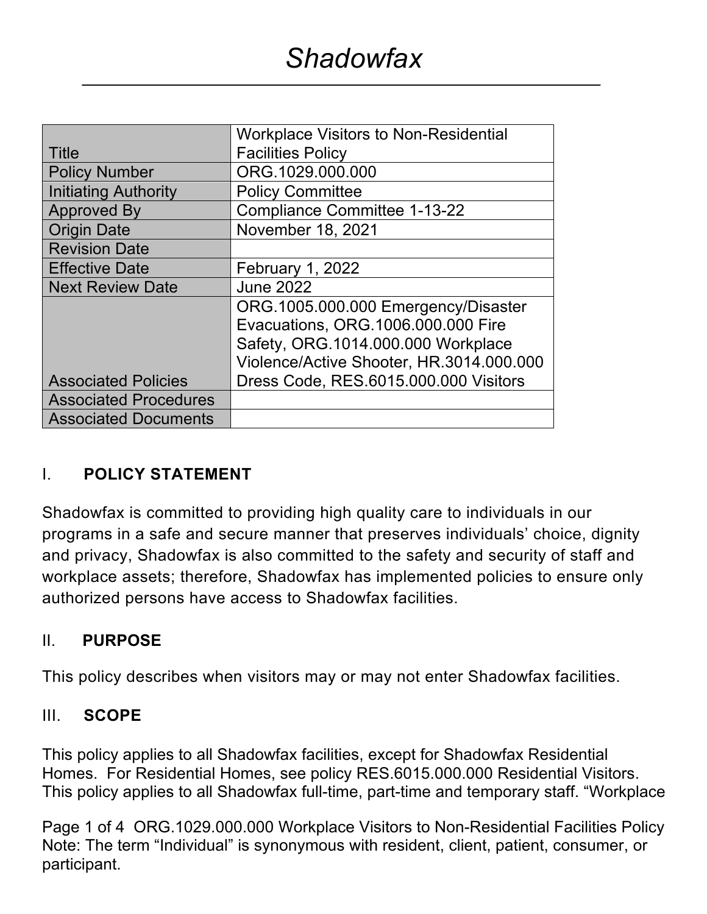# Shadowfax

| | |
|---|---|
| Title | Workplace Visitors to Non-Residential Facilities Policy |
| Policy Number | ORG.1029.000.000 |
| Initiating Authority | Policy Committee |
| Approved By | Compliance Committee 1-13-22 |
| Origin Date | November 18, 2021 |
| Revision Date | |
| Effective Date | February 1, 2022 |
| Next Review Date | June 2022 |
| Associated Policies | ORG.1005.000.000 Emergency/Disaster Evacuations, ORG.1006.000.000 Fire Safety, ORG.1014.000.000 Workplace Violence/Active Shooter, HR.3014.000.000 Dress Code, RES.6015.000.000 Visitors |
| Associated Procedures | |
| Associated Documents | |

## I. POLICY STATEMENT

Shadowfax is committed to providing high quality care to individuals in our programs in a safe and secure manner that preserves individuals' choice, dignity and privacy, Shadowfax is also committed to the safety and security of staff and workplace assets; therefore, Shadowfax has implemented policies to ensure only authorized persons have access to Shadowfax facilities.

## II. PURPOSE

This policy describes when visitors may or may not enter Shadowfax facilities.

## III. SCOPE

This policy applies to all Shadowfax facilities, except for Shadowfax Residential Homes. For Residential Homes, see policy RES.6015.000.000 Residential Visitors. This policy applies to all Shadowfax full-time, part-time and temporary staff. "Workplace

Note: The term "Individual" is synonymous with resident, client, patient, consumer, or participant.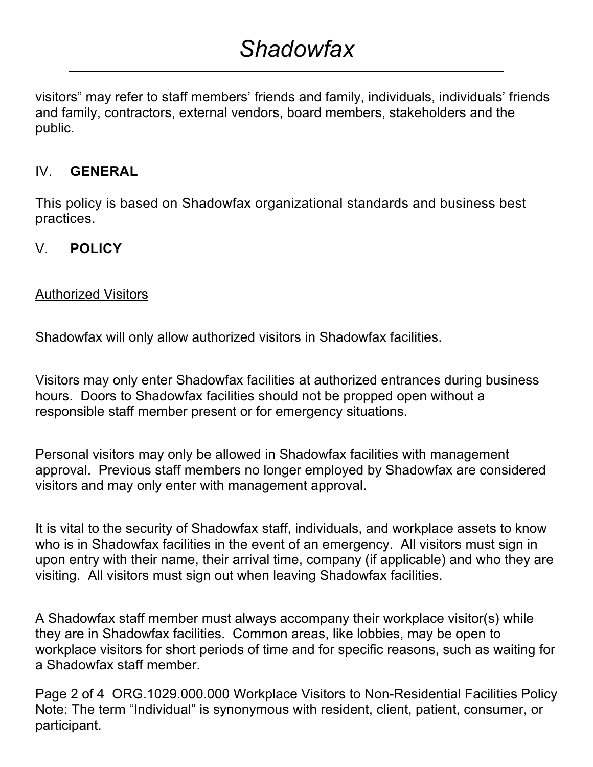visitors" may refer to staff members' friends and family, individuals, individuals' friends and family, contractors, external vendors, board members, stakeholders and the public.

## IV. GENERAL

This policy is based on Shadowfax organizational standards and business best practices.

## V. POLICY

<u>Authorized Visitors</u>

Shadowfax will only allow authorized visitors in Shadowfax facilities.

Visitors may only enter Shadowfax facilities at authorized entrances during business hours. Doors to Shadowfax facilities should not be propped open without a responsible staff member present or for emergency situations.

Personal visitors may only be allowed in Shadowfax facilities with management approval. Previous staff members no longer employed by Shadowfax are considered visitors and may only enter with management approval.

It is vital to the security of Shadowfax staff, individuals, and workplace assets to know who is in Shadowfax facilities in the event of an emergency. All visitors must sign in upon entry with their name, their arrival time, company (if applicable) and who they are visiting. All visitors must sign out when leaving Shadowfax facilities.

A Shadowfax staff member must always accompany their workplace visitor(s) while they are in Shadowfax facilities. Common areas, like lobbies, may be open to workplace visitors for short periods of time and for specific reasons, such as waiting for a Shadowfax staff member.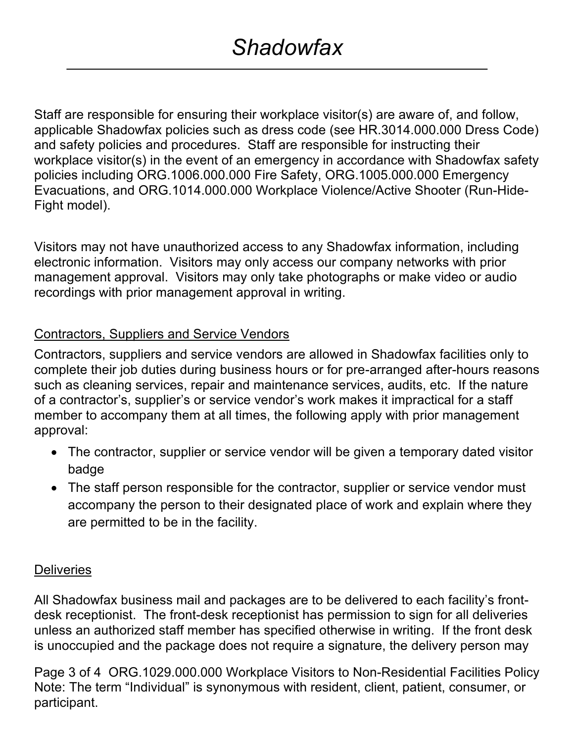Staff are responsible for ensuring their workplace visitor(s) are aware of, and follow, applicable Shadowfax policies such as dress code (see HR.3014.000.000 Dress Code) and safety policies and procedures. Staff are responsible for instructing their workplace visitor(s) in the event of an emergency in accordance with Shadowfax safety policies including ORG.1006.000.000 Fire Safety, ORG.1005.000.000 Emergency Evacuations, and ORG.1014.000.000 Workplace Violence/Active Shooter (Run-Hide-Fight model).

Visitors may not have unauthorized access to any Shadowfax information, including electronic information. Visitors may only access our company networks with prior management approval. Visitors may only take photographs or make video or audio recordings with prior management approval in writing.

## Contractors, Suppliers and Service Vendors

Contractors, suppliers and service vendors are allowed in Shadowfax facilities only to complete their job duties during business hours or for pre-arranged after-hours reasons such as cleaning services, repair and maintenance services, audits, etc. If the nature of a contractor's, supplier's or service vendor's work makes it impractical for a staff member to accompany them at all times, the following apply with prior management approval:

- The contractor, supplier or service vendor will be given a temporary dated visitor badge
- The staff person responsible for the contractor, supplier or service vendor must accompany the person to their designated place of work and explain where they are permitted to be in the facility.

## Deliveries

All Shadowfax business mail and packages are to be delivered to each facility's front-desk receptionist. The front-desk receptionist has permission to sign for all deliveries unless an authorized staff member has specified otherwise in writing. If the front desk is unoccupied and the package does not require a signature, the delivery person may

Note: The term "Individual" is synonymous with resident, client, patient, consumer, or participant.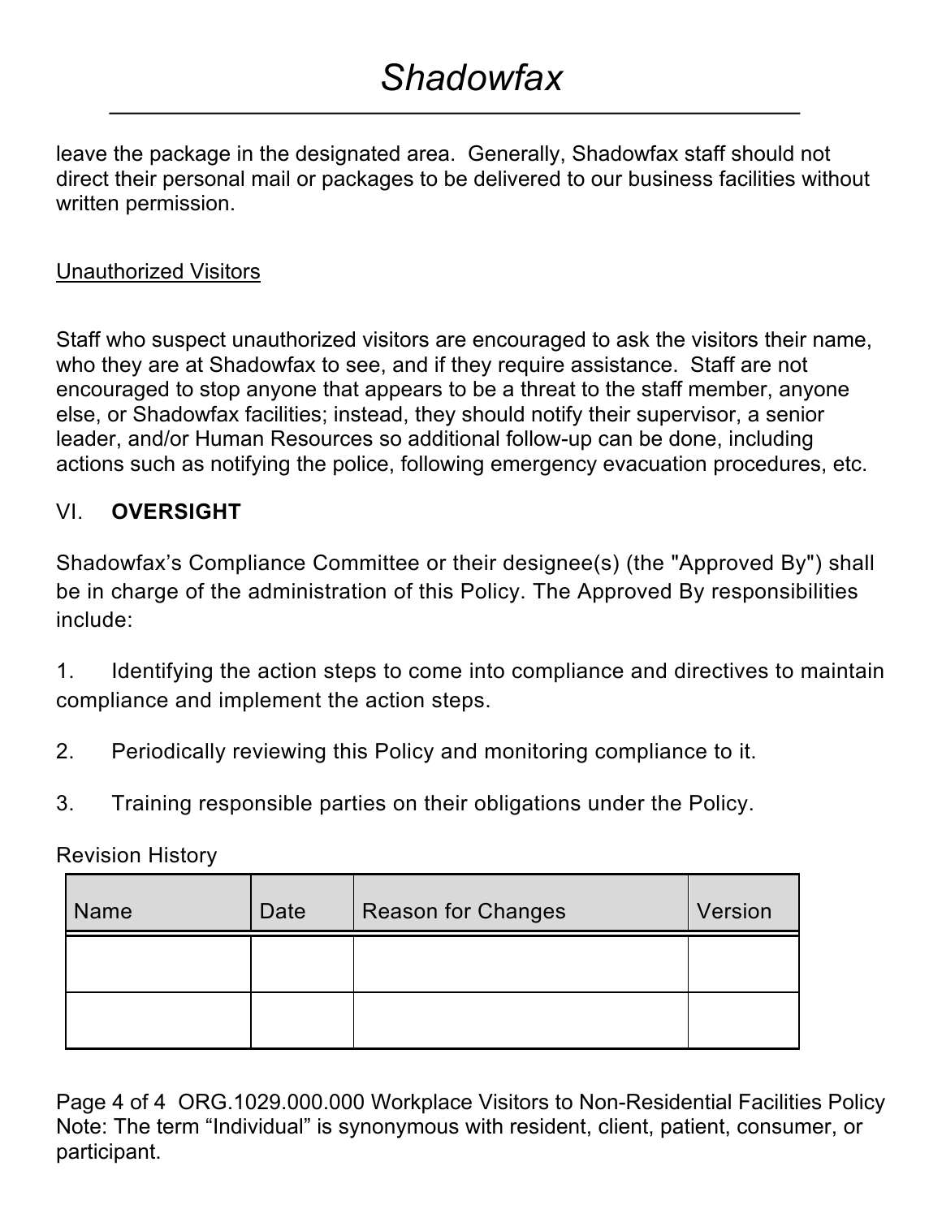leave the package in the designated area. Generally, Shadowfax staff should not direct their personal mail or packages to be delivered to our business facilities without written permission.

Unauthorized Visitors

Staff who suspect unauthorized visitors are encouraged to ask the visitors their name, who they are at Shadowfax to see, and if they require assistance. Staff are not encouraged to stop anyone that appears to be a threat to the staff member, anyone else, or Shadowfax facilities; instead, they should notify their supervisor, a senior leader, and/or Human Resources so additional follow-up can be done, including actions such as notifying the police, following emergency evacuation procedures, etc.

## VI. **OVERSIGHT**

Shadowfax's Compliance Committee or their designee(s) (the "Approved By") shall be in charge of the administration of this Policy. The Approved By responsibilities include:

1. Identifying the action steps to come into compliance and directives to maintain compliance and implement the action steps.
2. Periodically reviewing this Policy and monitoring compliance to it.
3. Training responsible parties on their obligations under the Policy.

Revision History

| Name | Date | Reason for Changes | Version |
|---|---|---|---|
| | | | |
| | | | |

Note: The term "Individual" is synonymous with resident, client, patient, consumer, or participant.